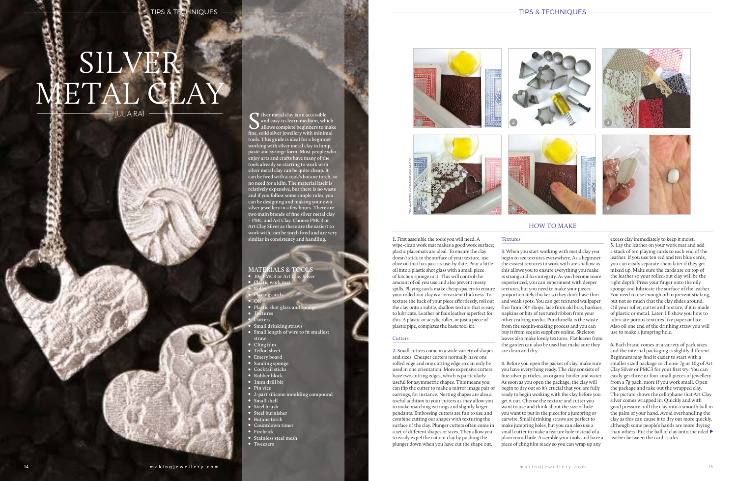# SILVER METAL CLAY

JULIA RAI

Silver metal clay is an accessible and easy-to-learn medium, which allows complete beginners to make fine, solid silver jewellery with minimal tools. This guide is ideal for a beginner working with silver metal clay in lump, paste and syringe form. Most people who enjoy arts and crafts have many of the tools already so starting to work with silver metal clay can be quite cheap. It can be fired with a cook's butane torch, so no need for a kiln. The material itself is relatively expensive, but there is no waste and if you follow some simple rules, you can be designing and making your own silver jewellery in a few hours. There are two main brands of fine silver metal clay – PMC and Art Clay. Choose PMC3 or Art Clay Silver as these are the easiest to work with, can be torch fired and are very similar in consistency and handling.

## MATERIALS & TOOLS

- 10g PMC3 or Art Clay Silver
- Plastic work mat
- Roller
- Playing cards
- Oil
- Plastic shot glass and sponge
- Textures
- Cutters
- Small drinking straws
- Small length of wire to fit smallest straw
- Cling film
- Teflon sheet
- Emery board
- Sanding sponge
- Cocktail sticks
- Rubber block
- 1mm drill bit
- Pin vice
- 2-part silicone moulding compound
- Small shell
- Steel brush
- Steel burnisher
- Butane torch
- Countdown timer
- Firebrick
- Stainless steel mesh
- Tweezers

PHOTOGRAPHER: LAUREL GUILFOYLE, JULIA RAI

## HOW TO MAKE

**1.** First assemble the tools you will need. A wipe-clean work mat makes a good work surface; plastic placemats are ideal. To ensure the clay doesn't stick to the surface of your texture, use olive oil that has past its use-by date. Pour a little oil into a plastic shot glass with a small piece of kitchen sponge in it. This will control the amount of oil you use and also prevent messy spills. Playing cards make cheap spacers to ensure your rolled-out clay is a consistent thickness. To texture the back of your piece effortlessly, roll out the clay onto a subtle, shallow texture that is easy to lubricate. Leather or faux leather is perfect for this. A plastic or acrylic roller, or just a piece of plastic pipe, completes the basic tool kit.

### Cutters

**2.** Small cutters come in a wide variety of shapes and sizes. Cheaper cutters normally have one rolled edge and one cutting edge so can only be used in one orientation. More expensive cutters have two cutting edges, which is particularly useful for asymmetric shapes. This means you can flip the cutter to make a mirror image pair of earrings, for instance. Nesting shapes are also a useful addition to your cutters as they allow you to make matching earrings and slightly larger pendants. Embossing cutters are fun to use and combine cutting out shapes with texturing the surface of the clay. Plunger cutters often come in a set of different shapes or sizes. They allow you to easily expel the cut out clay by pushing the plunger down when you have cut the shape out.

### Textures

**3.** When you start working with metal clay you begin to see textures everywhere. As a beginner the easiest textures to work with are shallow as this allows you to ensure everything you make is strong and has integrity. As you become more experienced, you can experiment with deeper textures, but you need to make your pieces proportionately thicker so they don't have thin and weak spots. You can get textured wallpaper free from DIY shops, lace from old bras, hankies, napkins or bits of textured ribbon from your other crafting media. Punchinella is the waste from the sequin-making process and you can buy it from sequin suppliers online. Skeleton leaves also make lovely textures. Flat leaves from the garden can also be used but make sure they are clean and dry.

**4.** Before you open the packet of clay, make sure you have everything ready. The clay consists of fine silver particles, an organic binder and water. As soon as you open the package, the clay will begin to dry out so it's crucial that you are fully ready to begin working with the clay before you get it out. Choose the texture and cutter you want to use and think about the size of hole you want to put in the piece for a jumpring or earwire. Small drinking straws are perfect to make jumpring holes, but you can also use a small cutter to make a feature hole instead of a plain round hole. Assemble your tools and have a piece of cling film ready so you can wrap up any excess clay immediately to keep it moist.

**5.** Lay the leather on your work mat and add a stack of ten playing cards to each end of the leather. If you use ten red and ten blue cards, you can easily separate them later if they get mixed up. Make sure the cards are on top of the leather so your rolled-out clay will be the right depth. Press your finger onto the oily sponge and lubricate the surface of the leather. You need to use enough oil to prevent sticking, but not so much that the clay slides around. Oil your roller, cutter and texture, if it is made of plastic or metal. Later, I'll show you how to lubricate porous textures like paper or lace. Also oil one end of the drinking straw you will use to make a jumpring hole.

**6.** Each brand comes in a variety of pack sizes and the internal packaging is slightly different. Beginners may find it easier to start with a smaller sized package so choose 7g or 10g of Art Clay Silver or PMC3 for your first try. You can easily get three or four small pieces of jewellery from a 7g pack, more if you work small. Open the package and take out the wrapped clay. The picture shows the cellophane that Art Clay silver comes wrapped in. Quickly and with good pressure, roll the clay into a smooth ball in the palm of your hand. Avoid overhandling the clay as this can cause it to dry out more quickly, although some people's hands are more drying than others. Put the ball of clay onto the oiled leather between the card stacks.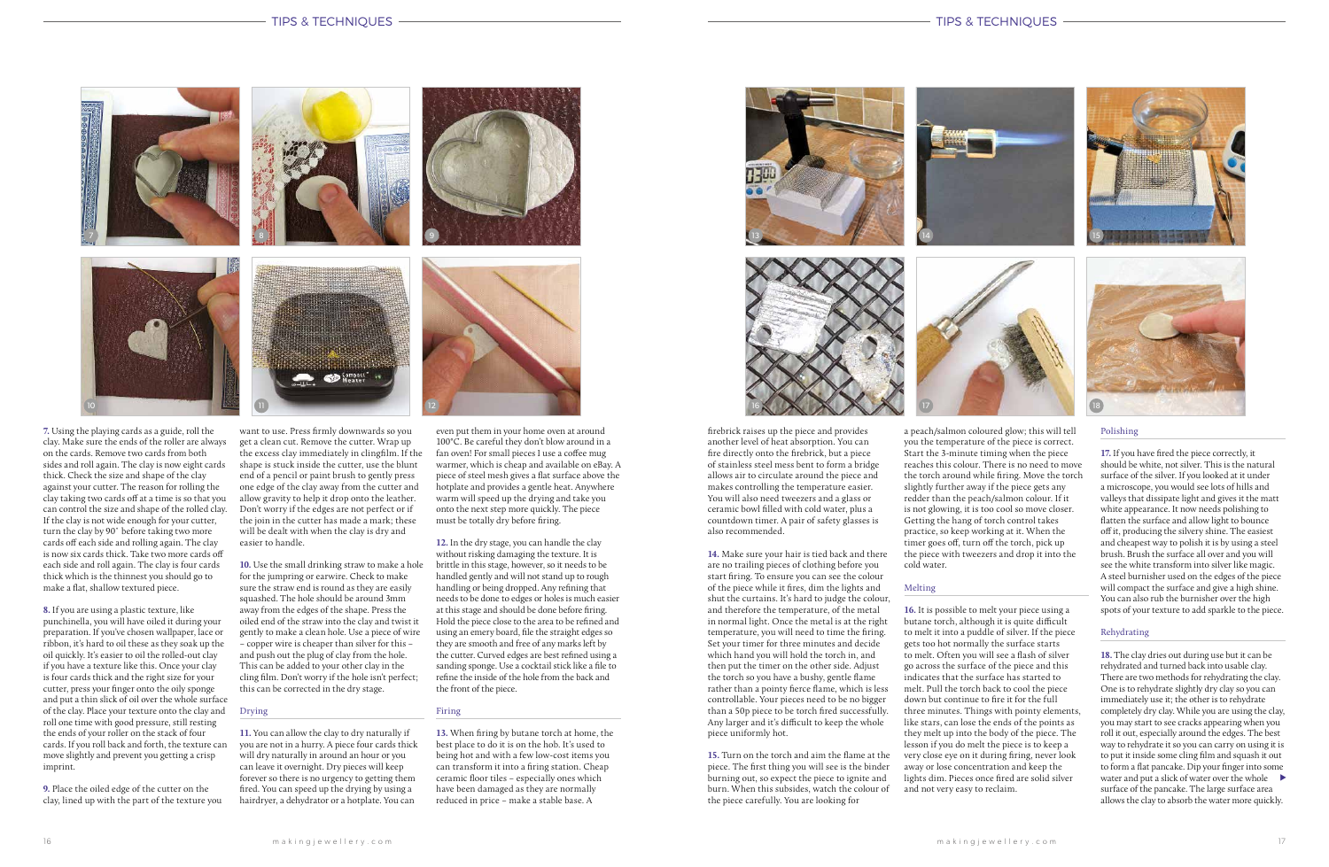**7.** Using the playing cards as a guide, roll the clay. Make sure the ends of the roller are always on the cards. Remove two cards from both sides and roll again. The clay is now eight cards thick. Check the size and shape of the clay against your cutter. The reason for rolling the clay taking two cards off at a time is so that you can control the size and shape of the rolled clay. If the clay is not wide enough for your cutter, turn the clay by 90˚ before taking two more cards off each side and rolling again. The clay is now six cards thick. Take two more cards off each side and roll again. The clay is four cards thick which is the thinnest you should go to make a flat, shallow textured piece.

**8.** If you are using a plastic texture, like punchinella, you will have oiled it during your preparation. If you've chosen wallpaper, lace or ribbon, it's hard to oil these as they soak up the oil quickly. It's easier to oil the rolled-out clay if you have a texture like this. Once your clay is four cards thick and the right size for your cutter, press your finger onto the oily sponge and put a thin slick of oil over the whole surface of the clay. Place your texture onto the clay and roll one time with good pressure, still resting the ends of your roller on the stack of four cards. If you roll back and forth, the texture can move slightly and prevent you getting a crisp imprint.

**9.** Place the oiled edge of the cutter on the clay, lined up with the part of the texture you want to use. Press firmly downwards so you get a clean cut. Remove the cutter. Wrap up the excess clay immediately in clingfilm. If the shape is stuck inside the cutter, use the blunt end of a pencil or paint brush to gently press one edge of the clay away from the cutter and allow gravity to help it drop onto the leather. Don't worry if the edges are not perfect or if the join in the cutter has made a mark; these will be dealt with when the clay is dry and easier to handle.

**10.** Use the small drinking straw to make a hole for the jumpring or earwire. Check to make sure the straw end is round as they are easily squashed. The hole should be around 3mm away from the edges of the shape. Press the oiled end of the straw into the clay and twist it gently to make a clean hole. Use a piece of wire – copper wire is cheaper than silver for this – and push out the plug of clay from the hole. This can be added to your other clay in the cling film. Don't worry if the hole isn't perfect; this can be corrected in the dry stage.

## Drying

**11.** You can allow the clay to dry naturally if you are not in a hurry. A piece four cards thick will dry naturally in around an hour or you can leave it overnight. Dry pieces will keep forever so there is no urgency to getting them fired. You can speed up the drying by using a hairdryer, a dehydrator or a hotplate. You can even put them in your home oven at around 100˚C. Be careful they don't blow around in a fan oven! For small pieces I use a coffee mug warmer, which is cheap and available on eBay. A piece of steel mesh gives a flat surface above the hotplate and provides a gentle heat. Anywhere warm will speed up the drying and take you onto the next step more quickly. The piece must be totally dry before firing.

**12.** In the dry stage, you can handle the clay without risking damaging the texture. It is brittle in this stage, however, so it needs to be handled gently and will not stand up to rough handling or being dropped. Any refining that needs to be done to edges or holes is much easier at this stage and should be done before firing. Hold the piece close to the area to be refined and using an emery board, file the straight edges so they are smooth and free of any marks left by the cutter. Curved edges are best refined using a sanding sponge. Use a cocktail stick like a file to refine the inside of the hole from the back and the front of the piece.

## Firing

**13.** When firing by butane torch at home, the best place to do it is on the hob. It's used to being hot and with a few low-cost items you can transform it into a firing station. Cheap ceramic floor tiles – especially ones which have been damaged as they are normally reduced in price – make a stable base. A firebrick raises up the piece and provides another level of heat absorption. You can fire directly onto the firebrick, but a piece of stainless steel mess bent to form a bridge allows air to circulate around the piece and makes controlling the temperature easier. You will also need tweezers and a glass or ceramic bowl filled with cold water, plus a countdown timer. A pair of safety glasses is also recommended.

**14.** Make sure your hair is tied back and there are no trailing pieces of clothing before you start firing. To ensure you can see the colour of the piece while it fires, dim the lights and shut the curtains. It's hard to judge the colour, and therefore the temperature, of the metal in normal light. Once the metal is at the right temperature, you will need to time the firing. Set your timer for three minutes and decide which hand you will hold the torch in, and then put the timer on the other side. Adjust the torch so you have a bushy, gentle flame rather than a pointy fierce flame, which is less controllable. Your pieces need to be no bigger than a 50p piece to be torch fired successfully. Any larger and it's difficult to keep the whole piece uniformly hot.

**15.** Turn on the torch and aim the flame at the piece. The first thing you will see is the binder burning out, so expect the piece to ignite and burn. When this subsides, watch the colour of the piece carefully. You are looking for a peach/salmon coloured glow; this will tell you the temperature of the piece is correct. Start the 3-minute timing when the piece reaches this colour. There is no need to move the torch around while firing. Move the torch slightly further away if the piece gets any redder than the peach/salmon colour. If it is not glowing, it is too cool so move closer. Getting the hang of torch control takes practice, so keep working at it. When the timer goes off, turn off the torch, pick up the piece with tweezers and drop it into the cold water.

## Melting

**16.** It is possible to melt your piece using a butane torch, although it is quite difficult to melt it into a puddle of silver. If the piece gets too hot normally the surface starts to melt. Often you will see a flash of silver go across the surface of the piece and this indicates that the surface has started to melt. Pull the torch back to cool the piece down but continue to fire it for the full three minutes. Things with pointy elements, like stars, can lose the ends of the points as they melt up into the body of the piece. The lesson if you do melt the piece is to keep a very close eye on it during firing, never look away or lose concentration and keep the lights dim. Pieces once fired are solid silver and not very easy to reclaim.

## Polishing

**17.** If you have fired the piece correctly, it should be white, not silver. This is the natural surface of the silver. If you looked at it under a microscope, you would see lots of hills and valleys that dissipate light and gives it the matt white appearance. It now needs polishing to flatten the surface and allow light to bounce off it, producing the silvery shine. The easiest and cheapest way to polish it is by using a steel brush. Brush the surface all over and you will see the white transform into silver like magic. A steel burnisher used on the edges of the piece will compact the surface and give a high shine. You can also rub the burnisher over the high spots of your texture to add sparkle to the piece.

## Rehydrating

**18.** The clay dries out during use but it can be rehydrated and turned back into usable clay. There are two methods for rehydrating the clay. One is to rehydrate slightly dry clay so you can immediately use it; the other is to rehydrate completely dry clay. While you are using the clay, you may start to see cracks appearing when you roll it out, especially around the edges. The best way to rehydrate it so you can carry on using it is to put it inside some cling film and squash it out to form a flat pancake. Dip your finger into some water and put a slick of water over the whole surface of the pancake. The large surface area allows the clay to absorb the water more quickly.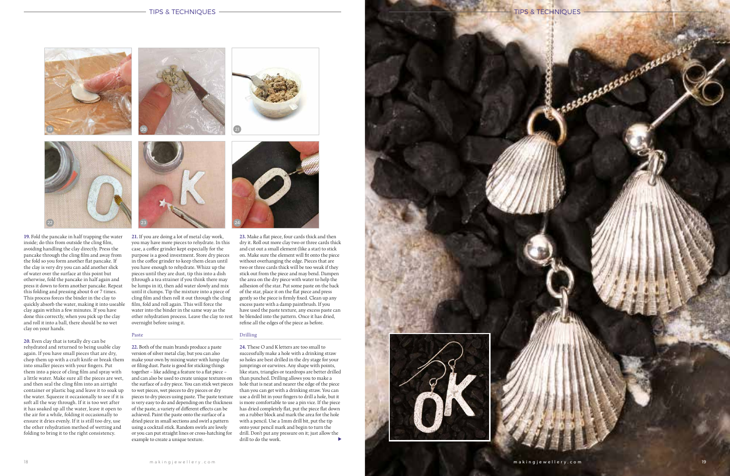**19.** Fold the pancake in half trapping the water inside; do this from outside the cling film, avoiding handling the clay directly. Press the pancake through the cling film and away from the fold so you form another flat pancake. If the clay is very dry you can add another slick of water over the surface at this point but otherwise, fold the pancake in half again and press it down to form another pancake. Repeat this folding and pressing about 6 or 7 times. This process forces the binder in the clay to quickly absorb the water, making it into useable clay again within a few minutes. If you have done this correctly, when you pick up the clay and roll it into a ball, there should be no wet clay on your hands.

**20.** Even clay that is totally dry can be rehydrated and returned to being usable clay again. If you have small pieces that are dry, chop them up with a craft knife or break them into smaller pieces with your fingers. Put them into a piece of cling film and spray with a little water. Make sure all the pieces are wet, and then seal the cling film into an airtight container or plastic bag and leave it to soak up the water. Squeeze it occasionally to see if it is soft all the way through. If it is too wet after it has soaked up all the water, leave it open to the air for a while, folding it occasionally to ensure it dries evenly. If it is still too dry, use the other rehydration method of wetting and folding to bring it to the right consistency.

**21.** If you are doing a lot of metal clay work, you may have more pieces to rehydrate. In this case, a coffee grinder kept especially for the purpose is a good investment. Store dry pieces in the coffee grinder to keep them clean until you have enough to rehydrate. Whizz up the pieces until they are dust, tip this into a dish (through a tea strainer if you think there may be lumps in it), then add water slowly and mix until it clumps. Tip the mixture into a piece of cling film and then roll it out through the cling film, fold and roll again. This will force the water into the binder in the same way as the other rehydration process. Leave the clay to rest overnight before using it.

### Paste

**22.** Both of the main brands produce a paste version of silver metal clay, but you can also make your own by mixing water with lump clay or filing dust. Paste is good for sticking things together – like adding a feature to a flat piece – and can also be used to create unique textures on the surface of a dry piece. You can stick wet pieces to wet pieces, wet pieces to dry pieces or dry pieces to dry pieces using paste. The paste texture is very easy to do and depending on the thickness of the paste, a variety of different effects can be achieved. Paint the paste onto the surface of a dried piece in small sections and swirl a pattern using a cocktail stick. Random swirls are lovely or you can put straight lines or cross-hatching for example to create a unique texture.

**23.** Make a flat piece, four cards thick and then dry it. Roll out more clay two or three cards thick and cut out a small element (like a star) to stick on. Make sure the element will fit onto the piece without overhanging the edge. Pieces that are two or three cards thick will be too weak if they stick out from the piece and may bend. Dampen the area on the dry piece with water to help the adhesion of the star. Put some paste on the back of the star, place it on the flat piece and press gently so the piece is firmly fixed. Clean up any excess paste with a damp paintbrush. If you have used the paste texture, any excess paste can be blended into the pattern. Once it has dried, refine all the edges of the piece as before.

### Drilling

**24.** These O and K letters are too small to successfully make a hole with a drinking straw so holes are best drilled in the dry stage for your jumprings or earwires. Any shape with points, like stars, triangles or teardrops are better drilled than punched. Drilling allows you to make a hole that is neat and nearer the edge of the piece than you can get with a drinking straw. You can use a drill bit in your fingers to drill a hole, but it is more comfortable to use a pin vice. If the piece has dried completely flat, put the piece flat down on a rubber block and mark the area for the hole with a pencil. Use a 1mm drill bit, put the tip onto your pencil mark and begin to turn the drill. Don't put any pressure on it; just allow the drill to do the work.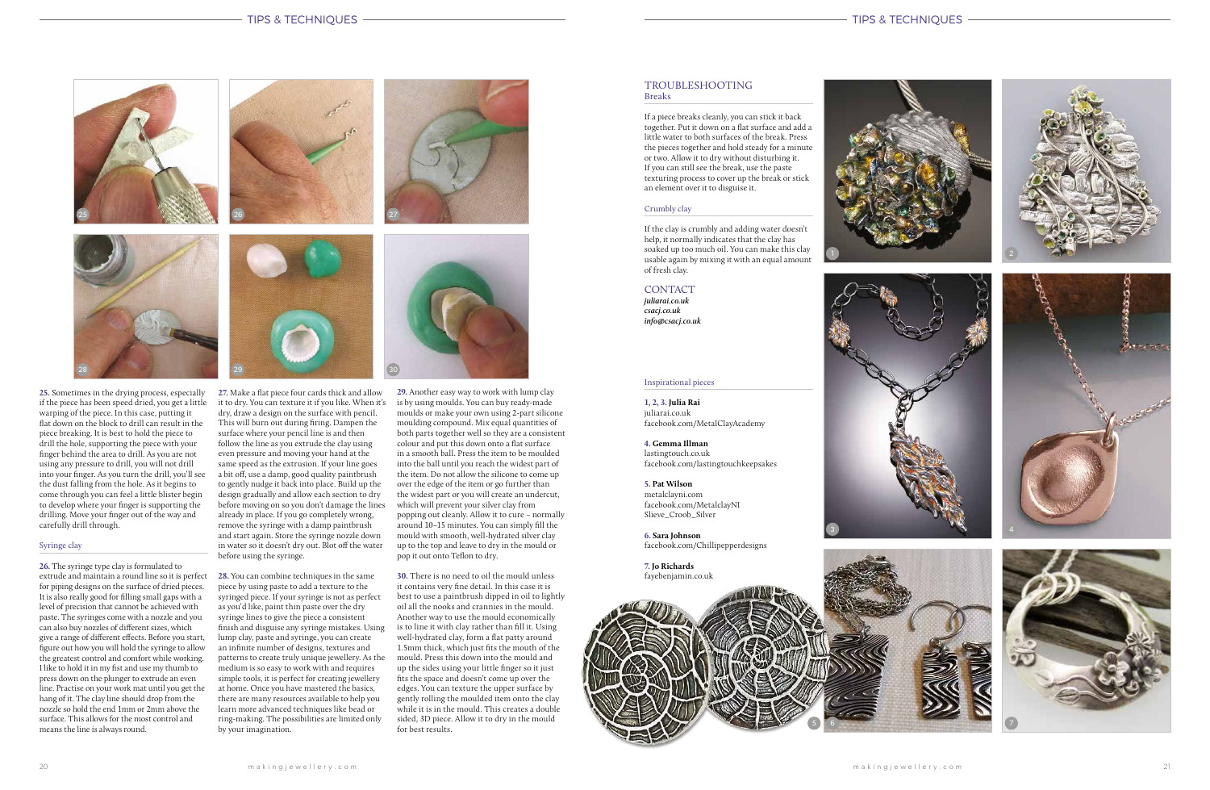**25.** Sometimes in the drying process, especially if the piece has been speed dried, you get a little warping of the piece. In this case, putting it flat down on the block to drill can result in the piece breaking. It is best to hold the piece to drill the hole, supporting the piece with your finger behind the area to drill. As you are not using any pressure to drill, you will not drill into your finger. As you turn the drill, you'll see the dust falling from the hole. As it begins to come through you can feel a little blister begin to develop where your finger is supporting the drilling. Move your finger out of the way and carefully drill through.

### Syringe clay

**26.** The syringe type clay is formulated to extrude and maintain a round line so it is perfect for piping designs on the surface of dried pieces. It is also really good for filling small gaps with a level of precision that cannot be achieved with paste. The syringes come with a nozzle and you can also buy nozzles of different sizes, which give a range of different effects. Before you start, figure out how you will hold the syringe to allow the greatest control and comfort while working. I like to hold it in my fist and use my thumb to press down on the plunger to extrude an even line. Practise on your work mat until you get the hang of it. The clay line should drop from the nozzle so hold the end 1mm or 2mm above the surface. This allows for the most control and means the line is always round.

**27.** Make a flat piece four cards thick and allow it to dry. You can texture it if you like. When it's dry, draw a design on the surface with pencil. This will burn out during firing. Dampen the surface where your pencil line is and then follow the line as you extrude the clay using even pressure and moving your hand at the same speed as the extrusion. If your line goes a bit off, use a damp, good quality paintbrush to gently nudge it back into place. Build up the design gradually and allow each section to dry before moving on so you don't damage the lines already in place. If you go completely wrong, remove the syringe with a damp paintbrush and start again. Store the syringe nozzle down in water so it doesn't dry out. Blot off the water before using the syringe.

**28.** You can combine techniques in the same piece by using paste to add a texture to the syringed piece. If your syringe is not as perfect as you'd like, paint thin paste over the dry syringe lines to give the piece a consistent finish and disguise any syringe mistakes. Using lump clay, paste and syringe, you can create an infinite number of designs, textures and patterns to create truly unique jewellery. As the medium is so easy to work with and requires simple tools, it is perfect for creating jewellery at home. Once you have mastered the basics, there are many resources available to help you learn more advanced techniques like bead or ring-making. The possibilities are limited only by your imagination.

**29.** Another easy way to work with lump clay is by using moulds. You can buy ready-made moulds or make your own using 2-part silicone moulding compound. Mix equal quantities of both parts together well so they are a consistent colour and put this down onto a flat surface in a smooth ball. Press the item to be moulded into the ball until you reach the widest part of the item. Do not allow the silicone to come up over the edge of the item or go further than the widest part or you will create an undercut, which will prevent your silver clay from popping out cleanly. Allow it to cure – normally around 10–15 minutes. You can simply fill the mould with smooth, well-hydrated silver clay up to the top and leave to dry in the mould or pop it out onto Teflon to dry.

**30.** There is no need to oil the mould unless it contains very fine detail. In this case it is best to use a paintbrush dipped in oil to lightly oil all the nooks and crannies in the mould. Another way to use the mould economically is to line it with clay rather than fill it. Using well-hydrated clay, form a flat patty around 1.5mm thick, which just fits the mouth of the mould. Press this down into the mould and up the sides using your little finger so it just fits the space and doesn't come up over the edges. You can texture the upper surface by gently rolling the moulded item onto the clay while it is in the mould. This creates a double sided, 3D piece. Allow it to dry in the mould for best results.

## TROUBLESHOOTING

### Breaks

If a piece breaks cleanly, you can stick it back together. Put it down on a flat surface and add a little water to both surfaces of the break. Press the pieces together and hold steady for a minute or two. Allow it to dry without disturbing it. If you can still see the break, use the paste texturing process to cover up the break or stick an element over it to disguise it.

### Crumbly clay

If the clay is crumbly and adding water doesn't help, it normally indicates that the clay has soaked up too much oil. You can make this clay usable again by mixing it with an equal amount of fresh clay.

## CONTACT

*juliarai.co.uk*
*csacj.co.uk*
*info@csacj.co.uk*

### Inspirational pieces

**1, 2, 3. Julia Rai**
juliarai.co.uk
facebook.com/MetalClayAcademy

**4. Gemma Illman**
lastingtouch.co.uk
facebook.com/lastingtouchkeepsakes

**5. Pat Wilson**
metalclayni.com
facebook.com/MetalclayNI
Slieve_Croob_Silver

**6. Sara Johnson**
facebook.com/Chillipepperdesigns

**7. Jo Richards**
fayebenjamin.co.uk